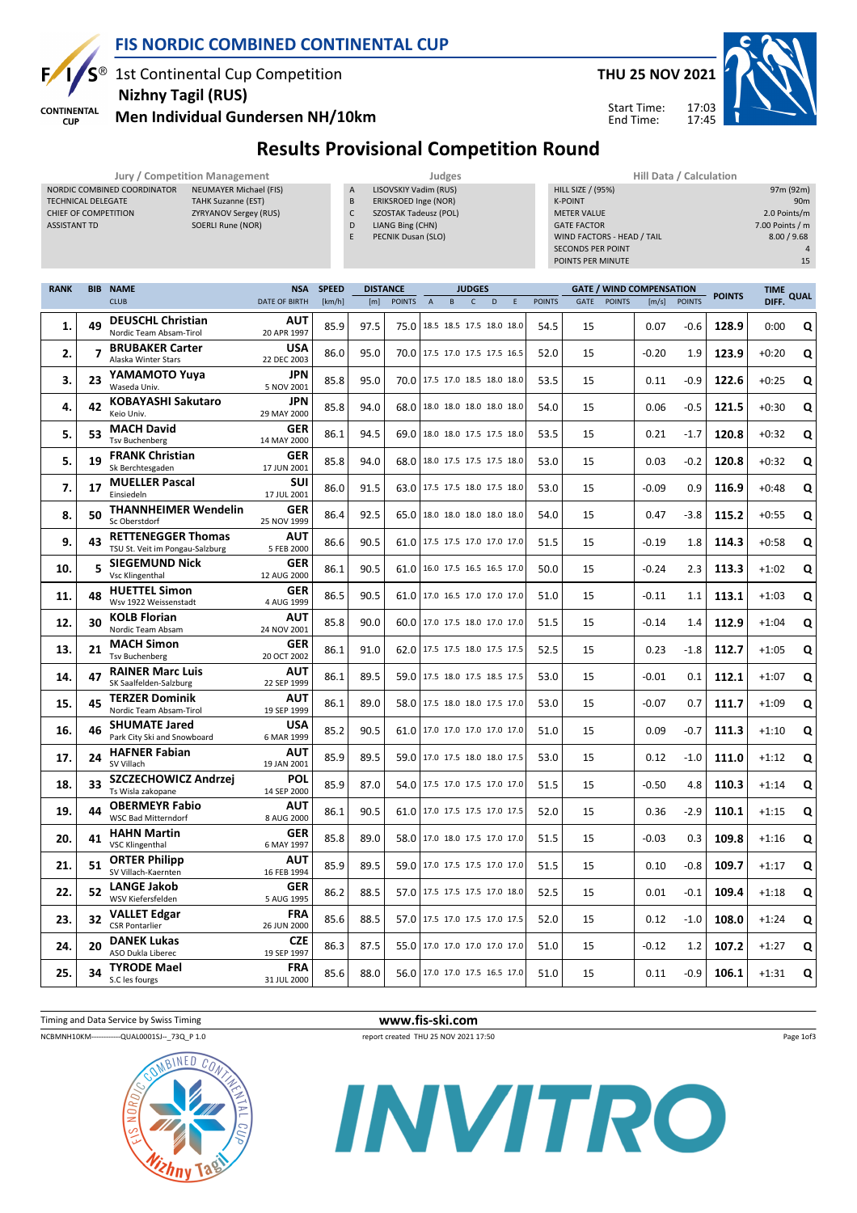# FIS NORDIC COMBINED CONTINENTAL CUP

1st Continental Cup Competition
**Nizhny Tagil (RUS)**
**Men Individual Gundersen NH/10km**

**THU 25 NOV 2021**

Start Time: 17:03
End Time: 17:45

## Results Provisional Competition Round

**Jury / Competition Management**

| | |
|---|---|
| NORDIC COMBINED COORDINATOR | NEUMAYER Michael (FIS) |
| TECHNICAL DELEGATE | TAHK Suzanne (EST) |
| CHIEF OF COMPETITION | ZYRYANOV Sergey (RUS) |
| ASSISTANT TD | SOERLI Rune (NOR) |

**Judges**

| | |
|---|---|
| A | LISOVSKIY Vadim (RUS) |
| B | ERIKSROED Inge (NOR) |
| C | SZOSTAK Tadeusz (POL) |
| D | LIANG Bing (CHN) |
| E | PECNIK Dusan (SLO) |

**Hill Data / Calculation**

| | |
|---|---|
| HILL SIZE / (95%) | 97m (92m) |
| K-POINT | 90m |
| METER VALUE | 2.0 Points/m |
| GATE FACTOR | 7.00 Points / m |
| WIND FACTORS - HEAD / TAIL | 8.00 / 9.68 |
| SECONDS PER POINT | 4 |
| POINTS PER MINUTE | 15 |

| RANK | BIB | NAME / CLUB | NSA / DATE OF BIRTH | SPEED [km/h] | DISTANCE [m] | DISTANCE POINTS | A | B | C | D | E | JUDGES POINTS | GATE | GATE POINTS | WIND [m/s] | WIND POINTS | POINTS | TIME DIFF. | QUAL |
|---|---|---|---|---|---|---|---|---|---|---|---|---|---|---|---|---|---|---|---|
| 1. | 49 | **DEUSCHL Christian** Nordic Team Absam-Tirol | AUT 20 APR 1997 | 85.9 | 97.5 | 75.0 | 18.5 | 18.5 | 17.5 | 18.0 | 18.0 | 54.5 | 15 | | 0.07 | -0.6 | **128.9** | 0:00 | Q |
| 2. | 7 | **BRUBAKER Carter** Alaska Winter Stars | USA 22 DEC 2003 | 86.0 | 95.0 | 70.0 | 17.5 | 17.0 | 17.5 | 17.5 | 16.5 | 52.0 | 15 | | -0.20 | 1.9 | **123.9** | +0:20 | Q |
| 3. | 23 | **YAMAMOTO Yuya** Waseda Univ. | JPN 5 NOV 2001 | 85.8 | 95.0 | 70.0 | 17.5 | 17.0 | 18.5 | 18.0 | 18.0 | 53.5 | 15 | | 0.11 | -0.9 | **122.6** | +0:25 | Q |
| 4. | 42 | **KOBAYASHI Sakutaro** Keio Univ. | JPN 29 MAY 2000 | 85.8 | 94.0 | 68.0 | 18.0 | 18.0 | 18.0 | 18.0 | 18.0 | 54.0 | 15 | | 0.06 | -0.5 | **121.5** | +0:30 | Q |
| 5. | 53 | **MACH David** Tsv Buchenberg | GER 14 MAY 2000 | 86.1 | 94.5 | 69.0 | 18.0 | 18.0 | 17.5 | 17.5 | 18.0 | 53.5 | 15 | | 0.21 | -1.7 | **120.8** | +0:32 | Q |
| 5. | 19 | **FRANK Christian** Sk Berchtesgaden | GER 17 JUN 2001 | 85.8 | 94.0 | 68.0 | 18.0 | 17.5 | 17.5 | 17.5 | 18.0 | 53.0 | 15 | | 0.03 | -0.2 | **120.8** | +0:32 | Q |
| 7. | 17 | **MUELLER Pascal** Einsiedeln | SUI 17 JUL 2001 | 86.0 | 91.5 | 63.0 | 17.5 | 17.5 | 18.0 | 17.5 | 18.0 | 53.0 | 15 | | -0.09 | 0.9 | **116.9** | +0:48 | Q |
| 8. | 50 | **THANNHEIMER Wendelin** Sc Oberstdorf | GER 25 NOV 1999 | 86.4 | 92.5 | 65.0 | 18.0 | 18.0 | 18.0 | 18.0 | 18.0 | 54.0 | 15 | | 0.47 | -3.8 | **115.2** | +0:55 | Q |
| 9. | 43 | **RETTENEGGER Thomas** TSU St. Veit im Pongau-Salzburg | AUT 5 FEB 2000 | 86.6 | 90.5 | 61.0 | 17.5 | 17.5 | 17.0 | 17.0 | 17.0 | 51.5 | 15 | | -0.19 | 1.8 | **114.3** | +0:58 | Q |
| 10. | 5 | **SIEGEMUND Nick** Vsc Klingenthal | GER 12 AUG 2000 | 86.1 | 90.5 | 61.0 | 16.0 | 17.5 | 16.5 | 16.5 | 17.0 | 50.0 | 15 | | -0.24 | 2.3 | **113.3** | +1:02 | Q |
| 11. | 48 | **HUETTEL Simon** Wsv 1922 Weissenstadt | GER 4 AUG 1999 | 86.5 | 90.5 | 61.0 | 17.0 | 16.5 | 17.0 | 17.0 | 17.0 | 51.0 | 15 | | -0.11 | 1.1 | **113.1** | +1:03 | Q |
| 12. | 30 | **KOLB Florian** Nordic Team Absam | AUT 24 NOV 2001 | 85.8 | 90.0 | 60.0 | 17.0 | 17.5 | 18.0 | 17.0 | 17.0 | 51.5 | 15 | | -0.14 | 1.4 | **112.9** | +1:04 | Q |
| 13. | 21 | **MACH Simon** Tsv Buchenberg | GER 20 OCT 2002 | 86.1 | 91.0 | 62.0 | 17.5 | 17.5 | 18.0 | 17.5 | 17.5 | 52.5 | 15 | | 0.23 | -1.8 | **112.7** | +1:05 | Q |
| 14. | 47 | **RAINER Marc Luis** SK Saalfelden-Salzburg | AUT 22 SEP 1999 | 86.1 | 89.5 | 59.0 | 17.5 | 18.0 | 17.5 | 18.5 | 17.5 | 53.0 | 15 | | -0.01 | 0.1 | **112.1** | +1:07 | Q |
| 15. | 45 | **TERZER Dominik** Nordic Team Absam-Tirol | AUT 19 SEP 1999 | 86.1 | 89.0 | 58.0 | 17.5 | 18.0 | 18.0 | 17.5 | 17.0 | 53.0 | 15 | | -0.07 | 0.7 | **111.7** | +1:09 | Q |
| 16. | 46 | **SHUMATE Jared** Park City Ski and Snowboard | USA 6 MAR 1999 | 85.2 | 90.5 | 61.0 | 17.0 | 17.0 | 17.0 | 17.0 | 17.0 | 51.0 | 15 | | 0.09 | -0.7 | **111.3** | +1:10 | Q |
| 17. | 24 | **HAFNER Fabian** SV Villach | AUT 19 JAN 2001 | 85.9 | 89.5 | 59.0 | 17.0 | 17.5 | 18.0 | 18.0 | 17.5 | 53.0 | 15 | | 0.12 | -1.0 | **111.0** | +1:12 | Q |
| 18. | 33 | **SZCZECHOWICZ Andrzej** Ts Wisla zakopane | POL 14 SEP 2000 | 85.9 | 87.0 | 54.0 | 17.5 | 17.0 | 17.5 | 17.0 | 17.0 | 51.5 | 15 | | -0.50 | 4.8 | **110.3** | +1:14 | Q |
| 19. | 44 | **OBERMEYR Fabio** WSC Bad Mitterndorf | AUT 8 AUG 2000 | 86.1 | 90.5 | 61.0 | 17.0 | 17.5 | 17.5 | 17.0 | 17.5 | 52.0 | 15 | | 0.36 | -2.9 | **110.1** | +1:15 | Q |
| 20. | 41 | **HAHN Martin** VSC Klingenthal | GER 6 MAY 1997 | 85.8 | 89.0 | 58.0 | 17.0 | 18.0 | 17.5 | 17.0 | 17.0 | 51.5 | 15 | | -0.03 | 0.3 | **109.8** | +1:16 | Q |
| 21. | 51 | **ORTER Philipp** SV Villach-Kaernten | AUT 16 FEB 1994 | 85.9 | 89.5 | 59.0 | 17.0 | 17.5 | 17.5 | 17.0 | 17.0 | 51.5 | 15 | | 0.10 | -0.8 | **109.7** | +1:17 | Q |
| 22. | 52 | **LANGE Jakob** WSV Kiefersfelden | GER 5 AUG 1995 | 86.2 | 88.5 | 57.0 | 17.5 | 17.5 | 17.5 | 17.0 | 18.0 | 52.5 | 15 | | 0.01 | -0.1 | **109.4** | +1:18 | Q |
| 23. | 32 | **VALLET Edgar** CSR Pontarlier | FRA 26 JUN 2000 | 85.6 | 88.5 | 57.0 | 17.5 | 17.0 | 17.5 | 17.0 | 17.5 | 52.0 | 15 | | 0.12 | -1.0 | **108.0** | +1:24 | Q |
| 24. | 20 | **DANEK Lukas** ASO Dukla Liberec | CZE 19 SEP 1997 | 86.3 | 87.5 | 55.0 | 17.0 | 17.0 | 17.0 | 17.0 | 17.0 | 51.0 | 15 | | -0.12 | 1.2 | **107.2** | +1:27 | Q |
| 25. | 34 | **TYRODE Mael** S.C les fourgs | FRA 31 JUL 2000 | 85.6 | 88.0 | 56.0 | 17.0 | 17.0 | 17.5 | 16.5 | 17.0 | 51.0 | 15 | | 0.11 | -0.9 | **106.1** | +1:31 | Q |

Timing and Data Service by Swiss Timing

www.fis-ski.com

NCBMNH10KM------------QUAL0001SJ--_73Q_P 1.0 report created THU 25 NOV 2021 17:50

INVITRO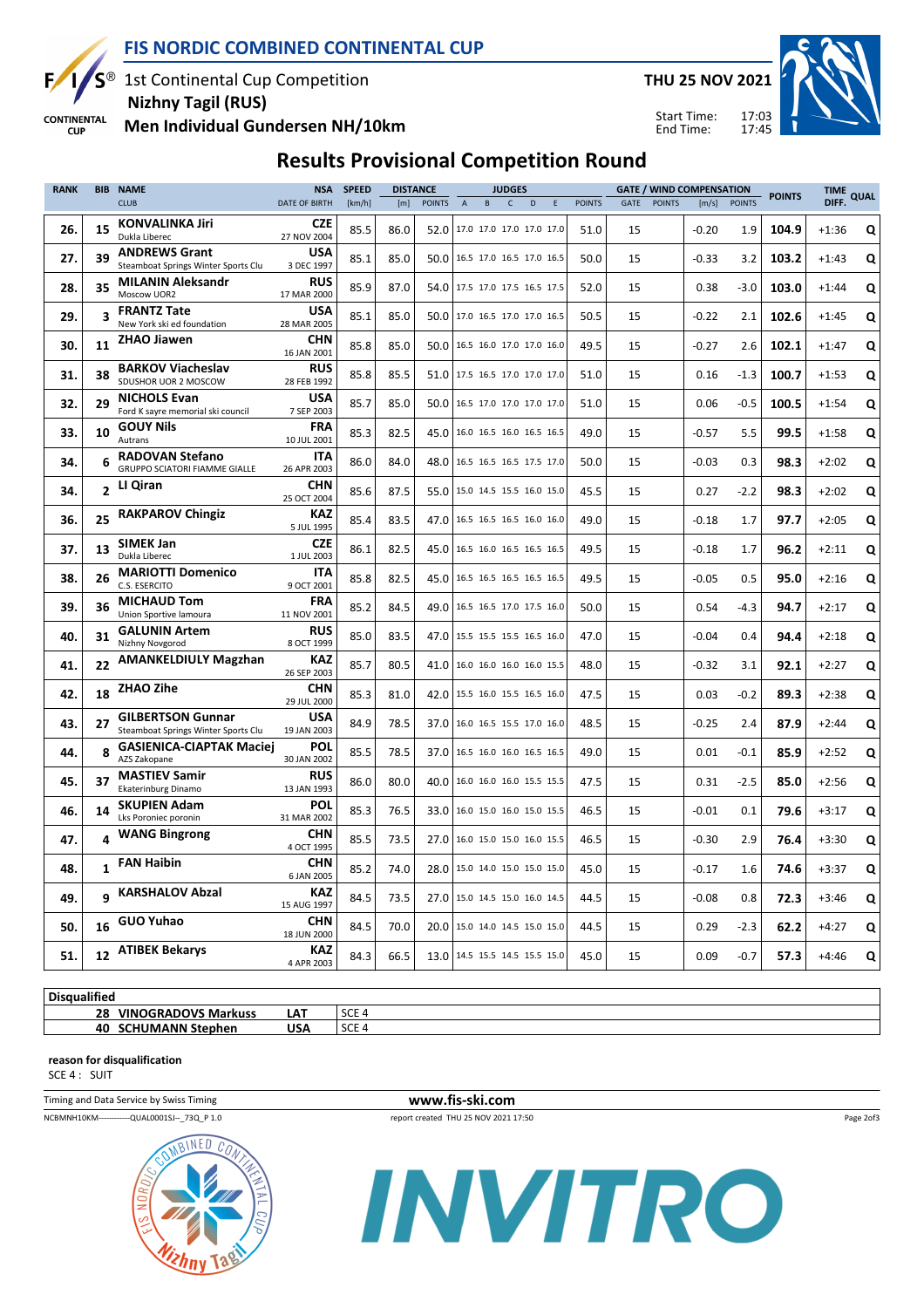# FIS NORDIC COMBINED CONTINENTAL CUP

1st Continental Cup Competition
**Nizhny Tagil (RUS)**
**Men Individual Gundersen NH/10km**

**THU 25 NOV 2021**

Start Time: 17:03
End Time: 17:45

## Results Provisional Competition Round

| RANK | BIB | NAME / CLUB | NSA / DATE OF BIRTH | SPEED [km/h] | DISTANCE [m] | DISTANCE POINTS | JUDGES A | B | C | D | E | JUDGES POINTS | GATE | GATE POINTS | WIND [m/s] | WIND POINTS | POINTS | TIME DIFF. | QUAL |
|---|---|---|---|---|---|---|---|---|---|---|---|---|---|---|---|---|---|---|---|
| 26. | 15 | **KONVALINKA Jiri** Dukla Liberec | **CZE** 27 NOV 2004 | 85.5 | 86.0 | 52.0 | 17.0 | 17.0 | 17.0 | 17.0 | 17.0 | 51.0 | 15 | | -0.20 | 1.9 | **104.9** | +1:36 | **Q** |
| 27. | 39 | **ANDREWS Grant** Steamboat Springs Winter Sports Clu | **USA** 3 DEC 1997 | 85.1 | 85.0 | 50.0 | 16.5 | 17.0 | 16.5 | 17.0 | 16.5 | 50.0 | 15 | | -0.33 | 3.2 | **103.2** | +1:43 | **Q** |
| 28. | 35 | **MILANIN Aleksandr** Moscow UOR2 | **RUS** 17 MAR 2000 | 85.9 | 87.0 | 54.0 | 17.5 | 17.0 | 17.5 | 16.5 | 17.5 | 52.0 | 15 | | 0.38 | -3.0 | **103.0** | +1:44 | **Q** |
| 29. | 3 | **FRANTZ Tate** New York ski ed foundation | **USA** 28 MAR 2005 | 85.1 | 85.0 | 50.0 | 17.0 | 16.5 | 17.0 | 17.0 | 16.5 | 50.5 | 15 | | -0.22 | 2.1 | **102.6** | +1:45 | **Q** |
| 30. | 11 | **ZHAO Jiawen** | **CHN** 16 JAN 2001 | 85.8 | 85.0 | 50.0 | 16.5 | 16.0 | 17.0 | 17.0 | 16.0 | 49.5 | 15 | | -0.27 | 2.6 | **102.1** | +1:47 | **Q** |
| 31. | 38 | **BARKOV Viacheslav** SDUSHOR UOR 2 MOSCOW | **RUS** 28 FEB 1992 | 85.8 | 85.5 | 51.0 | 17.5 | 16.5 | 17.0 | 17.0 | 17.0 | 51.0 | 15 | | 0.16 | -1.3 | **100.7** | +1:53 | **Q** |
| 32. | 29 | **NICHOLS Evan** Ford K sayre memorial ski council | **USA** 7 SEP 2003 | 85.7 | 85.0 | 50.0 | 16.5 | 17.0 | 17.0 | 17.0 | 17.0 | 51.0 | 15 | | 0.06 | -0.5 | **100.5** | +1:54 | **Q** |
| 33. | 10 | **GOUY Nils** Autrans | **FRA** 10 JUL 2001 | 85.3 | 82.5 | 45.0 | 16.0 | 16.5 | 16.0 | 16.5 | 16.5 | 49.0 | 15 | | -0.57 | 5.5 | **99.5** | +1:58 | **Q** |
| 34. | 6 | **RADOVAN Stefano** GRUPPO SCIATORI FIAMME GIALLE | **ITA** 26 APR 2003 | 86.0 | 84.0 | 48.0 | 16.5 | 16.5 | 16.5 | 17.5 | 17.0 | 50.0 | 15 | | -0.03 | 0.3 | **98.3** | +2:02 | **Q** |
| 34. | 2 | **LI Qiran** | **CHN** 25 OCT 2004 | 85.6 | 87.5 | 55.0 | 15.0 | 14.5 | 15.5 | 16.0 | 15.0 | 45.5 | 15 | | 0.27 | -2.2 | **98.3** | +2:02 | **Q** |
| 36. | 25 | **RAKPAROV Chingiz** | **KAZ** 5 JUL 1995 | 85.4 | 83.5 | 47.0 | 16.5 | 16.5 | 16.5 | 16.0 | 16.0 | 49.0 | 15 | | -0.18 | 1.7 | **97.7** | +2:05 | **Q** |
| 37. | 13 | **SIMEK Jan** Dukla Liberec | **CZE** 1 JUL 2003 | 86.1 | 82.5 | 45.0 | 16.5 | 16.0 | 16.5 | 16.5 | 16.5 | 49.5 | 15 | | -0.18 | 1.7 | **96.2** | +2:11 | **Q** |
| 38. | 26 | **MARIOTTI Domenico** C.S. ESERCITO | **ITA** 9 OCT 2001 | 85.8 | 82.5 | 45.0 | 16.5 | 16.5 | 16.5 | 16.5 | 16.5 | 49.5 | 15 | | -0.05 | 0.5 | **95.0** | +2:16 | **Q** |
| 39. | 36 | **MICHAUD Tom** Union Sportive lamoura | **FRA** 11 NOV 2001 | 85.2 | 84.5 | 49.0 | 16.5 | 16.5 | 17.0 | 17.5 | 16.0 | 50.0 | 15 | | 0.54 | -4.3 | **94.7** | +2:17 | **Q** |
| 40. | 31 | **GALUNIN Artem** Nizhny Novgorod | **RUS** 8 OCT 1999 | 85.0 | 83.5 | 47.0 | 15.5 | 15.5 | 15.5 | 16.5 | 16.0 | 47.0 | 15 | | -0.04 | 0.4 | **94.4** | +2:18 | **Q** |
| 41. | 22 | **AMANKELDIULY Magzhan** | **KAZ** 26 SEP 2003 | 85.7 | 80.5 | 41.0 | 16.0 | 16.0 | 16.0 | 16.0 | 15.5 | 48.0 | 15 | | -0.32 | 3.1 | **92.1** | +2:27 | **Q** |
| 42. | 18 | **ZHAO Zihe** | **CHN** 29 JUL 2000 | 85.3 | 81.0 | 42.0 | 15.5 | 16.0 | 15.5 | 16.5 | 16.0 | 47.5 | 15 | | 0.03 | -0.2 | **89.3** | +2:38 | **Q** |
| 43. | 27 | **GILBERTSON Gunnar** Steamboat Springs Winter Sports Clu | **USA** 19 JAN 2003 | 84.9 | 78.5 | 37.0 | 16.0 | 16.5 | 15.5 | 17.0 | 16.0 | 48.5 | 15 | | -0.25 | 2.4 | **87.9** | +2:44 | **Q** |
| 44. | 8 | **GASIENICA-CIAPTAK Maciej** AZS Zakopane | **POL** 30 JAN 2002 | 85.5 | 78.5 | 37.0 | 16.5 | 16.0 | 16.0 | 16.5 | 16.5 | 49.0 | 15 | | 0.01 | -0.1 | **85.9** | +2:52 | **Q** |
| 45. | 37 | **MASTIEV Samir** Ekaterinburg Dinamo | **RUS** 13 JAN 1993 | 86.0 | 80.0 | 40.0 | 16.0 | 16.0 | 16.0 | 15.5 | 15.5 | 47.5 | 15 | | 0.31 | -2.5 | **85.0** | +2:56 | **Q** |
| 46. | 14 | **SKUPIEN Adam** Lks Poroniec poronin | **POL** 31 MAR 2002 | 85.3 | 76.5 | 33.0 | 16.0 | 15.0 | 16.0 | 15.0 | 15.5 | 46.5 | 15 | | -0.01 | 0.1 | **79.6** | +3:17 | **Q** |
| 47. | 4 | **WANG Bingrong** | **CHN** 4 OCT 1995 | 85.5 | 73.5 | 27.0 | 16.0 | 15.0 | 15.0 | 16.0 | 15.5 | 46.5 | 15 | | -0.30 | 2.9 | **76.4** | +3:30 | **Q** |
| 48. | 1 | **FAN Haibin** | **CHN** 6 JAN 2005 | 85.2 | 74.0 | 28.0 | 15.0 | 14.0 | 15.0 | 15.0 | 15.0 | 45.0 | 15 | | -0.17 | 1.6 | **74.6** | +3:37 | **Q** |
| 49. | 9 | **KARSHALOV Abzal** | **KAZ** 15 AUG 1997 | 84.5 | 73.5 | 27.0 | 15.0 | 14.5 | 15.0 | 16.0 | 14.5 | 44.5 | 15 | | -0.08 | 0.8 | **72.3** | +3:46 | **Q** |
| 50. | 16 | **GUO Yuhao** | **CHN** 18 JUN 2000 | 84.5 | 70.0 | 20.0 | 15.0 | 14.0 | 14.5 | 15.0 | 15.0 | 44.5 | 15 | | 0.29 | -2.3 | **62.2** | +4:27 | **Q** |
| 51. | 12 | **ATIBEK Bekarys** | **KAZ** 4 APR 2003 | 84.3 | 66.5 | 13.0 | 14.5 | 15.5 | 14.5 | 15.5 | 15.0 | 45.0 | 15 | | 0.09 | -0.7 | **57.3** | +4:46 | **Q** |

| Disqualified | | |
|---|---|---|
| **28 VINOGRADOVS Markuss** | **LAT** | SCE 4 |
| **40 SCHUMANN Stephen** | **USA** | SCE 4 |

**reason for disqualification**
SCE 4 : SUIT

Timing and Data Service by Swiss Timing

**www.fis-ski.com**

NCBMNH10KM------------QUAL0001SJ--_73Q_P 1.0

report created THU 25 NOV 2021 17:50

INVITRO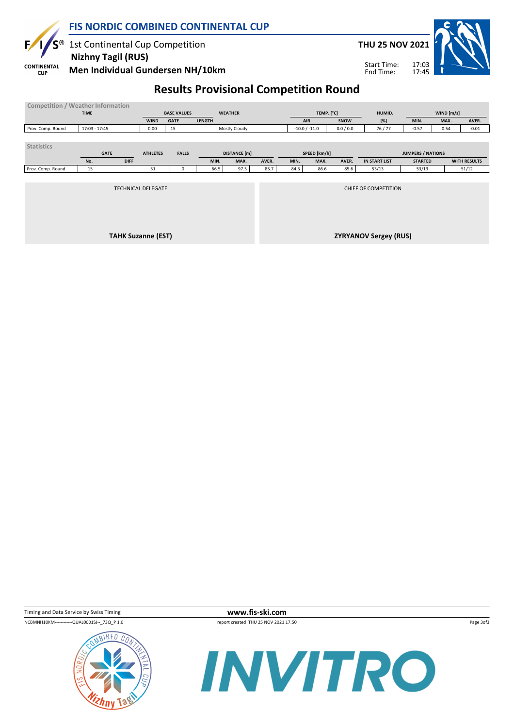# FIS NORDIC COMBINED CONTINENTAL CUP

1st Continental Cup Competition
**Nizhny Tagil (RUS)**
**Men Individual Gundersen NH/10km**

**THU 25 NOV 2021**

Start Time: 17:03
End Time: 17:45

## Results Provisional Competition Round

### Competition / Weather Information

| | TIME | BASE VALUES | | | WEATHER | TEMP. [°C] | | HUMID. | WIND [m/s] | | |
|---|---|---|---|---|---|---|---|---|---|---|---|
| | | WIND | GATE | LENGTH | | AIR | SNOW | [%] | MIN. | MAX. | AVER. |
| Prov. Comp. Round | 17:03 - 17:45 | 0.00 | 15 | | Mostly Cloudy | -10.0 / -11.0 | 0.0 / 0.0 | 76 / 77 | -0.57 | 0.54 | -0.01 |

### Statistics

| | GATE | | ATHLETES | FALLS | DISTANCE [m] | | | SPEED [km/h] | | | JUMPERS / NATIONS | | |
|---|---|---|---|---|---|---|---|---|---|---|---|---|---|
| | No. | DIFF | | | MIN. | MAX. | AVER. | MIN. | MAX. | AVER. | IN START LIST | STARTED | WITH RESULTS |
| Prov. Comp. Round | 15 | | 51 | 0 | 66.5 | 97.5 | 85.7 | 84.3 | 86.6 | 85.6 | 53/13 | 53/13 | 51/12 |

| TECHNICAL DELEGATE | CHIEF OF COMPETITION |
|---|---|
| **TAHK Suzanne (EST)** | **ZYRYANOV Sergey (RUS)** |

Timing and Data Service by Swiss Timing

www.fis-ski.com

NCBMNH10KM------------QUAL0001SJ--_73Q_P 1.0

report created THU 25 NOV 2021 17:50

INVITRO